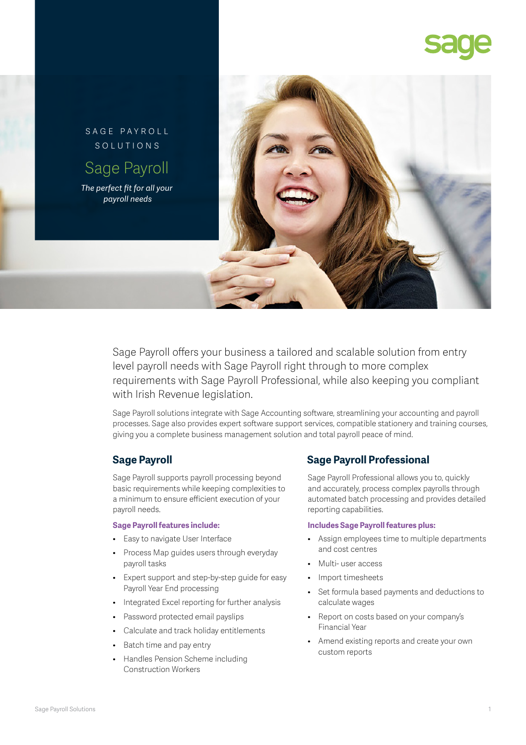SAGE PAYROLL SOLUTIONS

# Sage Payroll

*The perfect fit for all your payroll needs*

Sage Payroll offers your business a tailored and scalable solution from entry level payroll needs with Sage Payroll right through to more complex requirements with Sage Payroll Professional, while also keeping you compliant with Irish Revenue legislation.

Sage Payroll solutions integrate with Sage Accounting software, streamlining your accounting and payroll processes. Sage also provides expert software support services, compatible stationery and training courses, giving you a complete business management solution and total payroll peace of mind.

## Sage Payroll

Sage Payroll supports payroll processing beyond basic requirements while keeping complexities to a minimum to ensure efficient execution of your payroll needs.

**Sage Payroll features include:**

- Easy to navigate User Interface
- Process Map guides users through everyday payroll tasks
- Expert support and step-by-step guide for easy Payroll Year End processing
- Integrated Excel reporting for further analysis
- Password protected email payslips
- Calculate and track holiday entitlements
- Batch time and pay entry
- Handles Pension Scheme including Construction Workers

## Sage Payroll Professional

Sage Payroll Professional allows you to, quickly and accurately, process complex payrolls through automated batch processing and provides detailed reporting capabilities.

**Includes Sage Payroll features plus:**

- Assign employees time to multiple departments and cost centres
- Multi- user access
- Import timesheets
- Set formula based payments and deductions to calculate wages
- Report on costs based on your company's Financial Year
- Amend existing reports and create your own custom reports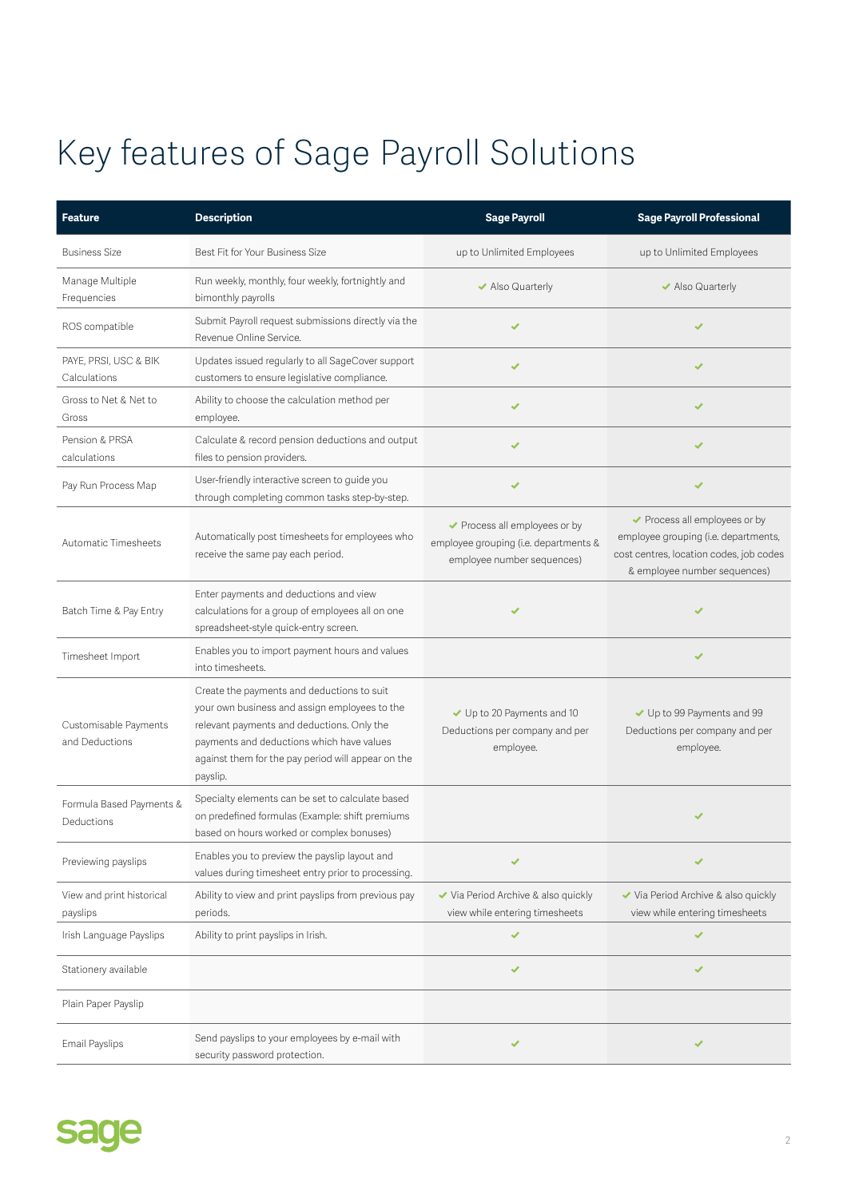# Key features of Sage Payroll Solutions

| Feature | Description | Sage Payroll | Sage Payroll Professional |
|---|---|---|---|
| Business Size | Best Fit for Your Business Size | up to Unlimited Employees | up to Unlimited Employees |
| Manage Multiple Frequencies | Run weekly, monthly, four weekly, fortnightly and bimonthly payrolls | ✔ Also Quarterly | ✔ Also Quarterly |
| ROS compatible | Submit Payroll request submissions directly via the Revenue Online Service. | ✔ | ✔ |
| PAYE, PRSI, USC & BIK Calculations | Updates issued regularly to all SageCover support customers to ensure legislative compliance. | ✔ | ✔ |
| Gross to Net & Net to Gross | Ability to choose the calculation method per employee. | ✔ | ✔ |
| Pension & PRSA calculations | Calculate & record pension deductions and output files to pension providers. | ✔ | ✔ |
| Pay Run Process Map | User-friendly interactive screen to guide you through completing common tasks step-by-step. | ✔ | ✔ |
| Automatic Timesheets | Automatically post timesheets for employees who receive the same pay each period. | ✔ Process all employees or by employee grouping (i.e. departments & employee number sequences) | ✔ Process all employees or by employee grouping (i.e. departments, cost centres, location codes, job codes & employee number sequences) |
| Batch Time & Pay Entry | Enter payments and deductions and view calculations for a group of employees all on one spreadsheet-style quick-entry screen. | ✔ | ✔ |
| Timesheet Import | Enables you to import payment hours and values into timesheets. | | ✔ |
| Customisable Payments and Deductions | Create the payments and deductions to suit your own business and assign employees to the relevant payments and deductions. Only the payments and deductions which have values against them for the pay period will appear on the payslip. | ✔ Up to 20 Payments and 10 Deductions per company and per employee. | ✔ Up to 99 Payments and 99 Deductions per company and per employee. |
| Formula Based Payments & Deductions | Specialty elements can be set to calculate based on predefined formulas (Example: shift premiums based on hours worked or complex bonuses) | | ✔ |
| Previewing payslips | Enables you to preview the payslip layout and values during timesheet entry prior to processing. | ✔ | ✔ |
| View and print historical payslips | Ability to view and print payslips from previous pay periods. | ✔ Via Period Archive & also quickly view while entering timesheets | ✔ Via Period Archive & also quickly view while entering timesheets |
| Irish Language Payslips | Ability to print payslips in Irish. | ✔ | ✔ |
| Stationery available | | ✔ | ✔ |
| Plain Paper Payslip | | | |
| Email Payslips | Send payslips to your employees by e-mail with security password protection. | ✔ | ✔ |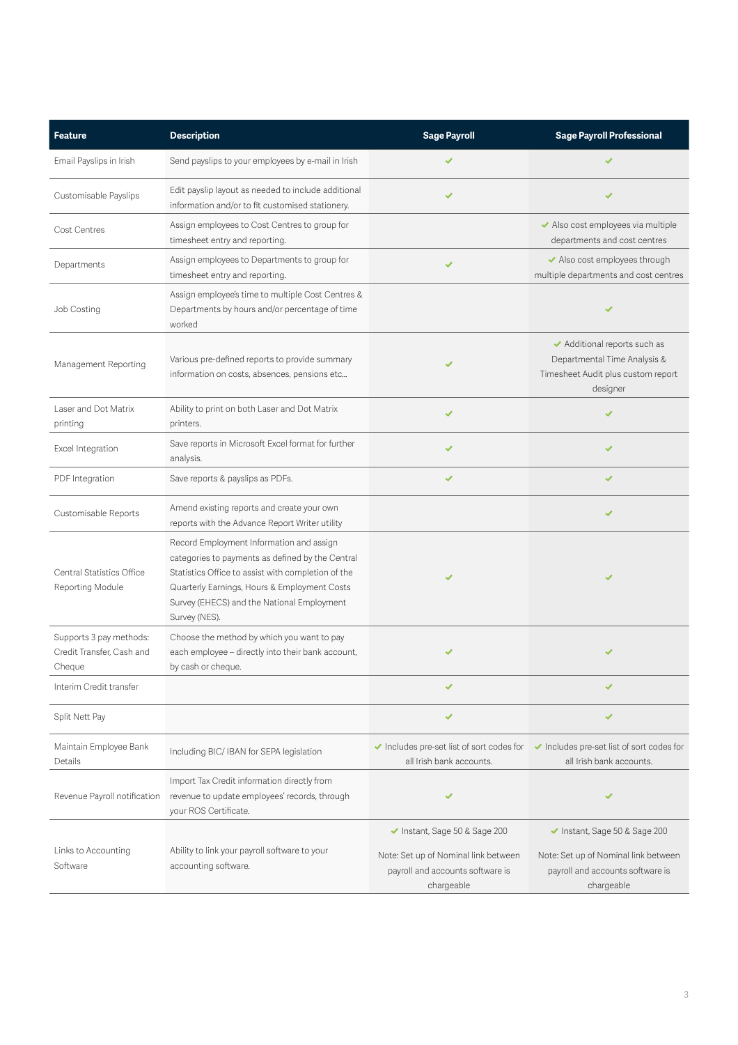| Feature | Description | Sage Payroll | Sage Payroll Professional |
| --- | --- | --- | --- |
| Email Payslips in Irish | Send payslips to your employees by e-mail in Irish | ✔ | ✔ |
| Customisable Payslips | Edit payslip layout as needed to include additional information and/or to fit customised stationery. | ✔ | ✔ |
| Cost Centres | Assign employees to Cost Centres to group for timesheet entry and reporting. | | ✔ Also cost employees via multiple departments and cost centres |
| Departments | Assign employees to Departments to group for timesheet entry and reporting. | ✔ | ✔ Also cost employees through multiple departments and cost centres |
| Job Costing | Assign employee's time to multiple Cost Centres & Departments by hours and/or percentage of time worked | | ✔ |
| Management Reporting | Various pre-defined reports to provide summary information on costs, absences, pensions etc... | ✔ | ✔ Additional reports such as Departmental Time Analysis & Timesheet Audit plus custom report designer |
| Laser and Dot Matrix printing | Ability to print on both Laser and Dot Matrix printers. | ✔ | ✔ |
| Excel Integration | Save reports in Microsoft Excel format for further analysis. | ✔ | ✔ |
| PDF Integration | Save reports & payslips as PDFs. | ✔ | ✔ |
| Customisable Reports | Amend existing reports and create your own reports with the Advance Report Writer utility | | ✔ |
| Central Statistics Office Reporting Module | Record Employment Information and assign categories to payments as defined by the Central Statistics Office to assist with completion of the Quarterly Earnings, Hours & Employment Costs Survey (EHECS) and the National Employment Survey (NES). | ✔ | ✔ |
| Supports 3 pay methods: Credit Transfer, Cash and Cheque | Choose the method by which you want to pay each employee – directly into their bank account, by cash or cheque. | ✔ | ✔ |
| Interim Credit transfer | | ✔ | ✔ |
| Split Nett Pay | | ✔ | ✔ |
| Maintain Employee Bank Details | Including BIC/ IBAN for SEPA legislation | ✔ Includes pre-set list of sort codes for all Irish bank accounts. | ✔ Includes pre-set list of sort codes for all Irish bank accounts. |
| Revenue Payroll notification | Import Tax Credit information directly from revenue to update employees' records, through your ROS Certificate. | ✔ | ✔ |
| Links to Accounting Software | Ability to link your payroll software to your accounting software. | ✔ Instant, Sage 50 & Sage 200<br><br>Note: Set up of Nominal link between payroll and accounts software is chargeable | ✔ Instant, Sage 50 & Sage 200<br><br>Note: Set up of Nominal link between payroll and accounts software is chargeable |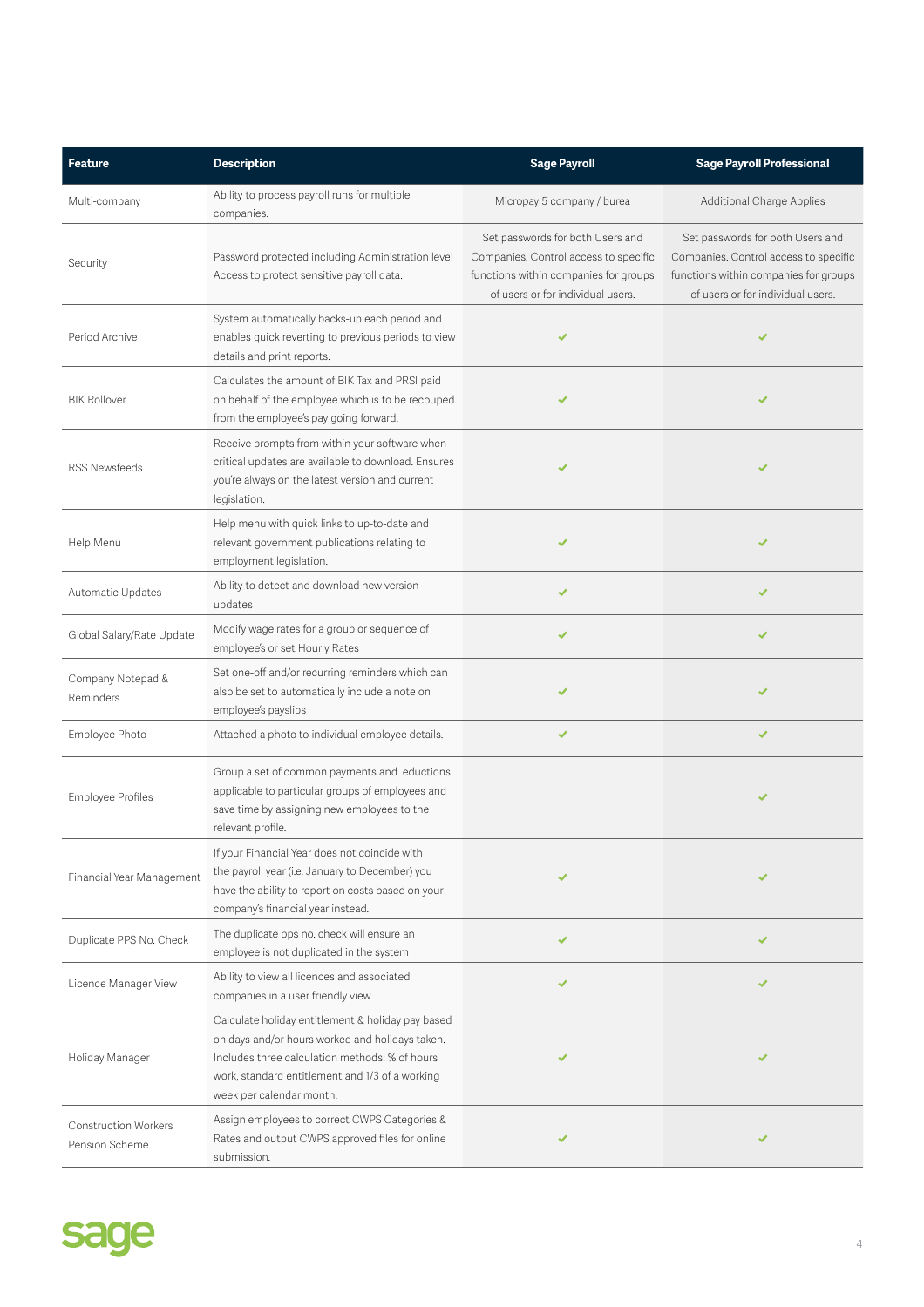| Feature | Description | Sage Payroll | Sage Payroll Professional |
|---|---|---|---|
| Multi-company | Ability to process payroll runs for multiple companies. | Micropay 5 company / burea | Additional Charge Applies |
| Security | Password protected including Administration level Access to protect sensitive payroll data. | Set passwords for both Users and Companies. Control access to specific functions within companies for groups of users or for individual users. | Set passwords for both Users and Companies. Control access to specific functions within companies for groups of users or for individual users. |
| Period Archive | System automatically backs-up each period and enables quick reverting to previous periods to view details and print reports. | ✔ | ✔ |
| BIK Rollover | Calculates the amount of BIK Tax and PRSI paid on behalf of the employee which is to be recouped from the employee's pay going forward. | ✔ | ✔ |
| RSS Newsfeeds | Receive prompts from within your software when critical updates are available to download. Ensures you're always on the latest version and current legislation. | ✔ | ✔ |
| Help Menu | Help menu with quick links to up-to-date and relevant government publications relating to employment legislation. | ✔ | ✔ |
| Automatic Updates | Ability to detect and download new version updates | ✔ | ✔ |
| Global Salary/Rate Update | Modify wage rates for a group or sequence of employee's or set Hourly Rates | ✔ | ✔ |
| Company Notepad & Reminders | Set one-off and/or recurring reminders which can also be set to automatically include a note on employee's payslips | ✔ | ✔ |
| Employee Photo | Attached a photo to individual employee details. | ✔ | ✔ |
| Employee Profiles | Group a set of common payments and eductions applicable to particular groups of employees and save time by assigning new employees to the relevant profile. | | ✔ |
| Financial Year Management | If your Financial Year does not coincide with the payroll year (i.e. January to December) you have the ability to report on costs based on your company's financial year instead. | ✔ | ✔ |
| Duplicate PPS No. Check | The duplicate pps no. check will ensure an employee is not duplicated in the system | ✔ | ✔ |
| Licence Manager View | Ability to view all licences and associated companies in a user friendly view | ✔ | ✔ |
| Holiday Manager | Calculate holiday entitlement & holiday pay based on days and/or hours worked and holidays taken. Includes three calculation methods: % of hours work, standard entitlement and 1/3 of a working week per calendar month. | ✔ | ✔ |
| Construction Workers Pension Scheme | Assign employees to correct CWPS Categories & Rates and output CWPS approved files for online submission. | ✔ | ✔ |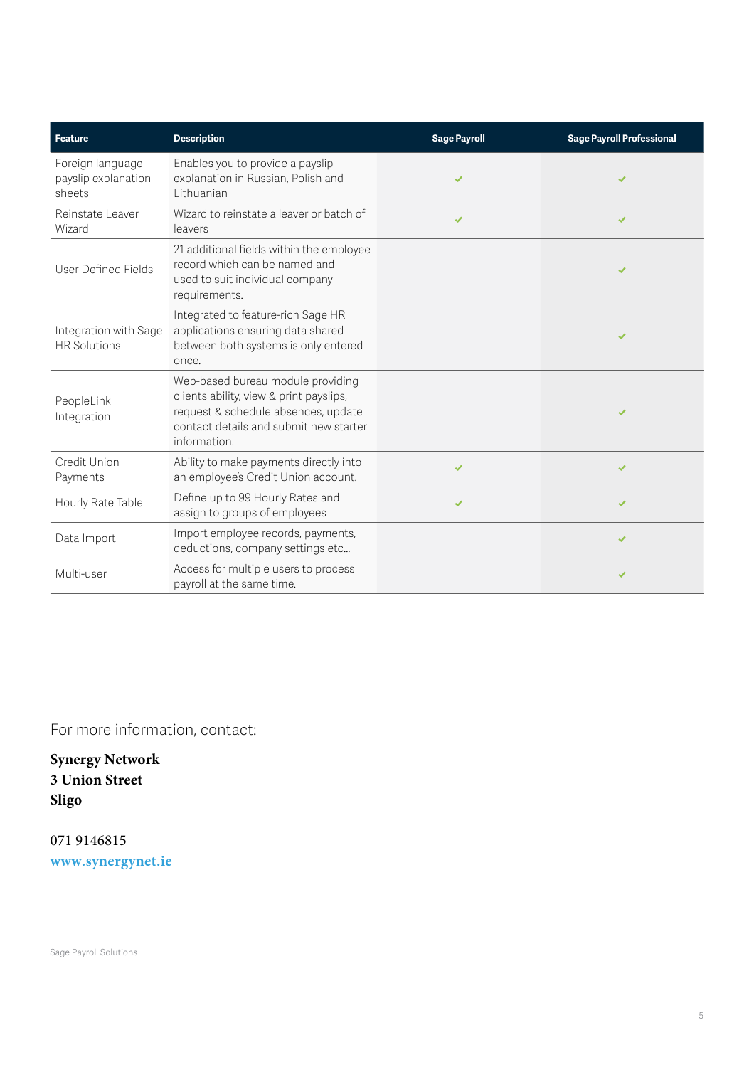| Feature | Description | Sage Payroll | Sage Payroll Professional |
|---|---|---|---|
| Foreign language payslip explanation sheets | Enables you to provide a payslip explanation in Russian, Polish and Lithuanian | ✔ | ✔ |
| Reinstate Leaver Wizard | Wizard to reinstate a leaver or batch of leavers | ✔ | ✔ |
| User Defined Fields | 21 additional fields within the employee record which can be named and used to suit individual company requirements. | | ✔ |
| Integration with Sage HR Solutions | Integrated to feature-rich Sage HR applications ensuring data shared between both systems is only entered once. | | ✔ |
| PeopleLink Integration | Web-based bureau module providing clients ability, view & print payslips, request & schedule absences, update contact details and submit new starter information. | | ✔ |
| Credit Union Payments | Ability to make payments directly into an employee's Credit Union account. | ✔ | ✔ |
| Hourly Rate Table | Define up to 99 Hourly Rates and assign to groups of employees | ✔ | ✔ |
| Data Import | Import employee records, payments, deductions, company settings etc... | | ✔ |
| Multi-user | Access for multiple users to process payroll at the same time. | | ✔ |

For more information, contact:

**Synergy Network**
**3 Union Street**
**Sligo**

071 9146815
**www.synergynet.ie**